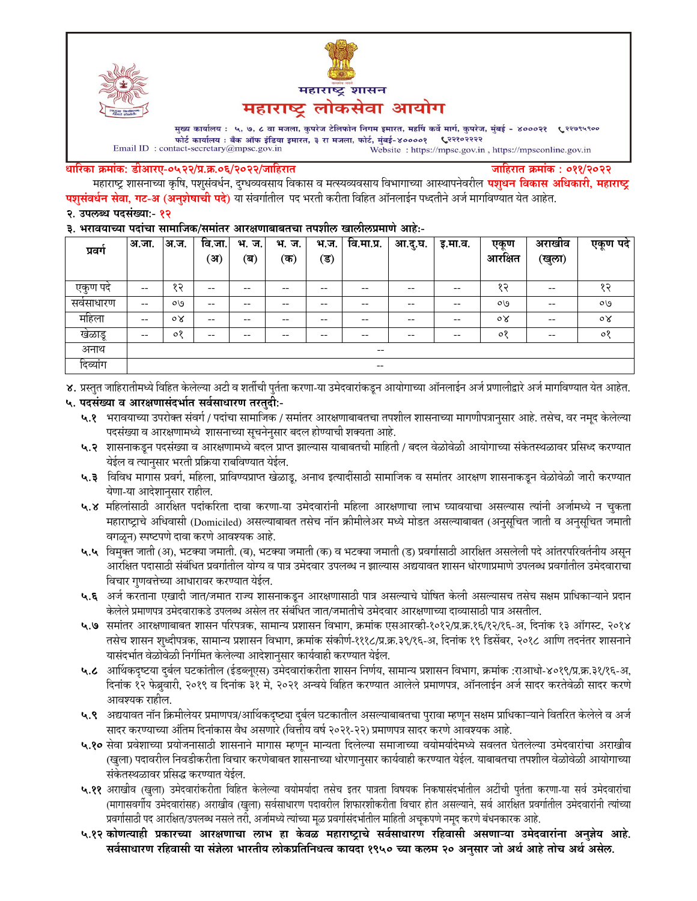महाराष्ट्र शासन

# महाराष्ट्र लोकसेवा आयोग

मुख्य कार्यालय : ५, ७, ८ वा मजला, कुपरेज टेलिफोन निगम इमारत, महर्षि कर्वे मार्ग, कुपरेज, मुंबई - ४०००२१ ☎२२७९५९००
फोर्ट कार्यालय : बँक ऑफ इंडिया इमारत, ३ रा मजला, फोर्ट, मुंबई-४००००१ ☎२२१०२२२२
Email ID : contact-secretary@mpsc.gov.in Website : https://mpsc.gov.in , https://mpsconline.gov.in

**धारिका क्रमांक: डीआरए-०५२२/प्र.क्र.०६/२०२२/जाहिरात** **जाहिरात क्रमांक : ०११/२०२२**

महाराष्ट्र शासनाच्या कृषि, पशुसंवर्धन, दुग्धव्यवसाय विकास व मत्स्यव्यवसाय विभागाच्या आस्थापनेवरील **पशुधन विकास अधिकारी, महाराष्ट्र पशुसंवर्धन सेवा, गट-अ (अनुशेषाची पदे)** या संवर्गातील पद भरती करीता विहित ऑनलाईन पध्दतीने अर्ज मागविण्यात येत आहेत.

**२. उपलब्ध पदसंख्या:- १२**

**३. भरावयाच्या पदांचा सामाजिक/समांतर आरक्षणाबाबतचा तपशील खालीलप्रमाणे आहे:-**

| प्रवर्ग | अ.जा. | अ.ज. | वि.जा. (अ) | भ. ज. (ब) | भ. ज. (क) | भ.ज. (ड) | वि.मा.प्र. | आ.दु.घ. | इ.मा.व. | एकूण आरक्षित | अराखीव (खुला) | एकूण पदे |
|---|---|---|---|---|---|---|---|---|---|---|---|---|
| एकुण पदे | -- | १२ | -- | -- | -- | -- | -- | -- | -- | १२ | -- | १२ |
| सर्वसाधारण | -- | ०७ | -- | -- | -- | -- | -- | -- | -- | ०७ | -- | ०७ |
| महिला | -- | ०४ | -- | -- | -- | -- | -- | -- | -- | ०४ | -- | ०४ |
| खेळाडू | -- | ०१ | -- | -- | -- | -- | -- | -- | -- | ०१ | -- | ०१ |
| अनाथ | -- | | | | | | | | | | | |
| दिव्यांग | -- | | | | | | | | | | | |

४. प्रस्तुत जाहितीमध्ये विहित केलेल्या अटी व शर्तीची पुर्तता करणा-या उमेदवारांकडून आयोगाच्या ऑनलाईन अर्ज प्रणालीद्वारे अर्ज मागविण्यात येत आहेत.

**५. पदसंख्या व आरक्षणासंदर्भात सर्वसाधारण तरतुदी:-**

**५.१** भरावयाच्या उपरोक्त संवर्ग / पदांचा सामाजिक / समांतर आरक्षणाबाबतचा तपशील शासनाच्या मागणीपत्रानुसार आहे. तसेच, वर नमूद केलेल्या पदसंख्या व आरक्षणामध्ये शासनाच्या सूचनेनुसार बदल होण्याची शक्यता आहे.

**५.२** शासनाकडून पदसंख्या व आरक्षणामध्ये बदल प्राप्त झाल्यास याबाबतची माहिती / बदल वेळोवेळी आयोगाच्या संकेतस्थळावर प्रसिध्द करण्यात येईल व त्यानुसार भरती प्रक्रिया राबविण्यात येईल.

**५.३** विविध मागास प्रवर्ग, महिला, प्राविण्यप्राप्त खेळाडू, अनाथ इत्यादींसाठी सामाजिक व समांतर आरक्षण शासनाकडून वेळोवेळी जारी करण्यात येणा-या आदेशानुसार राहील.

**५.४** महिलांसाठी आरक्षित पदांकरिता दावा करणा-या उमेदवारांनी महिला आरक्षणाचा लाभ घ्यावयाचा असल्यास त्यांनी अर्जामध्ये न चुकता महाराष्ट्राचे अधिवासी (Domiciled) असल्याबाबत तसेच नॉन क्रीमीलेअर मध्ये मोडत असल्याबाबत (अनुसूचित जाती व अनुसूचित जमाती वगळून) स्पष्टपणे दावा करणे आवश्यक आहे.

**५.५** विमुक्त जाती (अ), भटक्या जमाती. (ब), भटक्या जमाती (क) व भटक्या जमाती (ड) प्रवर्गासाठी आरक्षित असलेली पदे आंतरपरिवर्तनीय असून आरक्षित पदासाठी संबंधित प्रवर्गातील योग्य व पात्र उमेदवार उपलब्ध न झाल्यास अद्ययावत शासन धोरणाप्रमाणे उपलब्ध प्रवर्गातील उमेदवाराचा विचार गुणवत्तेच्या आधारावर करण्यात येईल.

**५.६** अर्ज करताना एखादी जात/जमात राज्य शासनाकडून आरक्षणासाठी पात्र असल्याचे घोषित केली असल्यासच तसेच सक्षम प्राधिकाऱ्याने प्रदान केलेले प्रमाणपत्र उमेदवाराकडे उपलब्ध असेल तर संबंधित जात/जमातीचे उमेदवार आरक्षणाच्या दाव्यासाठी पात्र असतील.

**५.७** समांतर आरक्षणाबाबत शासन परिपत्रक, सामान्य प्रशासन विभाग, क्रमांक एसआरव्ही-१०१२/प्र.क्र.१६/१२/१६-अ, दिनांक १३ ऑगस्ट, २०१४ तसेच शासन शुध्दीपत्रक, सामान्य प्रशासन विभाग, क्रमांक संकीर्ण-१११८/प्र.क्र.३९/१६-अ, दिनांक १९ डिसेंबर, २०१८ आणि तदनंतर शासनाने यासंदर्भात वेळोवेळी निर्गमित केलेल्या आदेशानुसार कार्यवाही करण्यात येईल.

**५.८** आर्थिकदृष्टया दुर्बल घटकांतील (ईडब्लूएस) उमेदवारांकरीता शासन निर्णय, सामान्य प्रशासन विभाग, क्रमांक :राआधो-४०१९/प्र.क्र.३१/१६-अ, दिनांक १२ फेब्रुवारी, २०१९ व दिनांक ३१ मे, २०२१ अन्वये विहित करण्यात आलेले प्रमाणपत्र, ऑनलाईन अर्ज सादर करतेवेळी सादर करणे आवश्यक राहील.

**५.९** अद्ययावत नॉन क्रिमीलेयर प्रमाणपत्र/आर्थिकदृष्ट्या दुर्बल घटकातील असल्याबाबतचा पुरावा म्हणून सक्षम प्राधिकाऱ्याने वितरित केलेले व अर्ज सादर करण्याच्या अंतिम दिनांकास वैध असणारे (वित्तीय वर्ष २०२१-२२) प्रमाणपत्र सादर करणे आवश्यक आहे.

**५.१०** सेवा प्रवेशाच्या प्रयोजनासाठी शासनाने मागास म्हणून मान्यता दिलेल्या समाजाच्या वयोमर्यादेमध्ये सवलत घेतलेल्या उमेदवारांचा अराखीव (खुला) पदावरील निवडीकरीता विचार करणेबाबत शासनाच्या धोरणानुसार कार्यवाही करण्यात येईल. याबाबतचा तपशील वेळोवेळी आयोगाच्या संकेतस्थळावर प्रसिद्ध करण्यात येईल.

**५.११** अराखीव (खुला) उमेदवारांकरीता विहित केलेल्या वयोमर्यादा तसेच इतर पात्रता विषयक निकषासंदर्भातील अटींची पुर्तता करणा-या सर्व उमेदवारांचा (मागासवर्गीय उमेदवारांसह) अराखीव (खुला) सर्वसाधारण पदावरील शिफारशीकरीता विचार होत असल्याने, सर्व आरक्षित प्रवर्गातील उमेदवारांनी त्यांच्या प्रवर्गासाठी पद आरक्षित/उपलब्ध नसले तरी, अर्जामध्ये त्यांच्या मूळ प्रवर्गासंदर्भातील माहिती अचूकपणे नमूद करणे बंधनकारक आहे.

**५.१२ कोणत्याही प्रकारच्या आरक्षणाचा लाभ हा केवळ महाराष्ट्राचे सर्वसाधारण रहिवासी असणाऱ्या उमेदवारांना अनुज्ञेय आहे. सर्वसाधारण रहिवासी या संज्ञेला भारतीय लोकप्रतिनिधत्व कायदा १९५० च्या कलम २० अनुसार जो अर्थ आहे तोच अर्थ असेल.**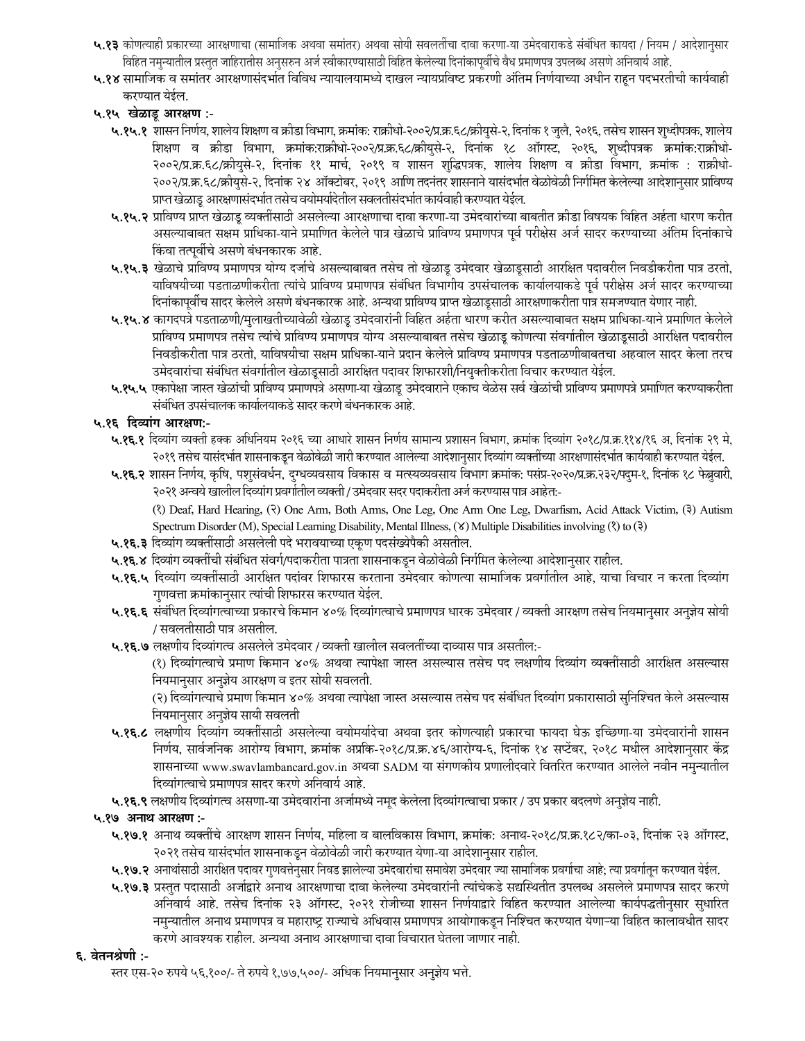**५.१३** कोणत्याही प्रकारच्या आरक्षणाचा (सामाजिक अथवा समांतर) अथवा सोयी सवलतींचा दावा करणा-या उमेदवाराकडे संबंधित कायदा / नियम / आदेशानुसार विहित नमुन्यातील प्रस्तुत जाहिरातीस अनुसरुन अर्ज स्वीकारण्यासाठी विहित केलेल्या दिनांकापूर्वीचे वैध प्रमाणपत्र उपलब्ध असणे अनिवार्य आहे.

**५.१४** सामाजिक व समांतर आरक्षणासंदर्भात विविध न्यायालयामध्ये दाखल न्यायप्रविष्ट प्रकरणी अंतिम निर्णयाच्या अधीन राहून पदभरतीची कार्यवाही करण्यात येईल.

**५.१५ खेळाडू आरक्षण :-**

**५.१५.१** शासन निर्णय, शालेय शिक्षण व क्रीडा विभाग, क्रमांक: राक्रीधो-२००२/प्र.क्र.६८/क्रीयुसे-२, दिनांक १ जुलै, २०१६, तसेच शासन शुध्दीपत्रक, शालेय शिक्षण व क्रीडा विभाग, क्रमांक:राक्रीधो-२००२/प्र.क्र.६८/क्रीयुसे-२, दिनांक १८ ऑगस्ट, २०१६, शुध्दीपत्रक क्रमांक:राक्रीधो-२००२/प्र.क्र.६८/क्रीयुसे-२, दिनांक ११ मार्च, २०१९ व शासन शुद्धिपत्रक, शालेय शिक्षण व क्रीडा विभाग, क्रमांक : राक्रीधो-२००२/प्र.क्र.६८/क्रीयुसे-२, दिनांक २४ ऑक्टोबर, २०१९ आणि तदनंतर शासनाने यासंदर्भात वेळोवेळी निर्गमित केलेल्या आदेशानुसार प्राविण्य प्राप्त खेळाडू आरक्षणासंदर्भात तसेच वयोमर्यादेतील सवलतीसंदर्भात कार्यवाही करण्यात येईल.

**५.१५.२** प्राविण्य प्राप्त खेळाडू व्यक्तींसाठी असलेल्या आरक्षणाचा दावा करणा-या उमेदवारांच्या बाबतीत क्रीडा विषयक विहित अर्हता धारण करीत असल्याबाबत सक्षम प्राधिका-याने प्रमाणित केलेले पात्र खेळाचे प्राविण्य प्रमाणपत्र पूर्व परीक्षेस अर्ज सादर करण्याच्या अंतिम दिनांकाचे किंवा तत्पूर्वीचे असणे बंधनकारक आहे.

**५.१५.३** खेळाचे प्राविण्य प्रमाणपत्र योग्य दर्जाचे असल्याबाबत तसेच तो खेळाडू उमेदवार खेळाडूसाठी आरक्षित पदावरील निवडीकरीता पात्र ठरतो, याविषयीच्या पडताळणीकरीता त्यांचे प्राविण्य प्रमाणपत्र संबंधित विभागीय उपसंचालक कार्यालयाकडे पूर्व परीक्षेस अर्ज सादर करण्याच्या दिनांकापूर्वीच सादर केलेले असणे बंधनकारक आहे. अन्यथा प्राविण्य प्राप्त खेळाडूसाठी आरक्षणाकरीता पात्र समजण्यात येणार नाही.

**५.१५.४** कागदपत्रे पडताळणी/मुलाखतीच्यावेळी खेळाडू उमेदवारांनी विहित अर्हता धारण करीत असल्याबाबत सक्षम प्राधिका-याने प्रमाणित केलेले प्राविण्य प्रमाणपत्र तसेच त्यांचे प्राविण्य प्रमाणपत्र योग्य असल्याबाबत तसेच खेळाडू कोणत्या संवर्गातील खेळाडूसाठी आरक्षित पदावरील निवडीकरीता पात्र ठरतो, याविषयीचा सक्षम प्राधिका-याने प्रदान केलेले प्राविण्य प्रमाणपत्र पडताळणीबाबतचा अहवाल सादर केला तरच उमेदवारांचा संबंधित संवर्गातील खेळाडूसाठी आरक्षित पदावर शिफारशी/नियुक्तीकरीता विचार करण्यात येईल.

**५.१५.५** एकापेक्षा जास्त खेळांची प्राविण्य प्रमाणपत्रे असणा-या खेळाडू उमेदवाराने एकाच वेळेस सर्व खेळांची प्राविण्य प्रमाणपत्रे प्रमाणित करण्याकरीता संबंधित उपसंचालक कार्यालयाकडे सादर करणे बंधनकारक आहे.

**५.१६ दिव्यांग आरक्षण:-**

**५.१६.१** दिव्यांग व्यक्ती हक्क अधिनियम २०१६ च्या आधारे शासन निर्णय सामान्य प्रशासन विभाग, क्रमांक दिव्यांग २०१८/प्र.क्र.११४/१६ अ, दिनांक २९ मे, २०१९ तसेच यासंदर्भात शासनाकडून वेळोवेळी जारी करण्यात आलेल्या आदेशानुसार दिव्यांग व्यक्तींच्या आरक्षणासंदर्भात कार्यवाही करण्यात येईल.

**५.१६.२** शासन निर्णय, कृषि, पशुसंवर्धन, दुग्धव्यवसाय विकास व मत्स्यव्यवसाय विभाग क्रमांक: पसंप्र-२०२०/प्र.क्र.२३२/पदुम-१, दिनांक १८ फेब्रुवारी, २०२१ अन्वये खालील दिव्यांग प्रवर्गातील व्यक्ती / उमेदवार सदर पदाकरीता अर्ज करण्यास पात्र आहेत:-

(१) Deaf, Hard Hearing, (२) One Arm, Both Arms, One Leg, One Arm One Leg, Dwarfism, Acid Attack Victim, (३) Autism Spectrum Disorder (M), Special Learning Disability, Mental Illness, (४) Multiple Disabilities involving (१) to (३)

**५.१६.३** दिव्यांग व्यक्तींसाठी असलेली पदे भरावयाच्या एकूण पदसंख्येपैकी असतील.

**५.१६.४** दिव्यांग व्यक्तींची संबंधित संवर्ग/पदाकरीता पात्रता शासनाकडून वेळोवेळी निर्गमित केलेल्या आदेशानुसार राहील.

**५.१६.५** दिव्यांग व्यक्तींसाठी आरक्षित पदांवर शिफारस करताना उमेदवार कोणत्या सामाजिक प्रवर्गातील आहे, याचा विचार न करता दिव्यांग गुणवत्ता क्रमांकानुसार त्यांची शिफारस करण्यात येईल.

**५.१६.६** संबंधित दिव्यांगत्वाच्या प्रकारचे किमान ४०% दिव्यांगत्वाचे प्रमाणपत्र धारक उमेदवार / व्यक्ती आरक्षण तसेच नियमानुसार अनुज्ञेय सोयी / सवलतीसाठी पात्र असतील.

**५.१६.७** लक्षणीय दिव्यांगत्व असलेले उमेदवार / व्यक्ती खालील सवलतींच्या दाव्यास पात्र असतील:-

(१) दिव्यांगत्वाचे प्रमाण किमान ४०% अथवा त्यापेक्षा जास्त असल्यास तसेच पद लक्षणीय दिव्यांग व्यक्तींसाठी आरक्षित असल्यास नियमानुसार अनुज्ञेय आरक्षण व इतर सोयी सवलती.

(२) दिव्यांगत्याचे प्रमाण किमान ४०% अथवा त्यापेक्षा जास्त असल्यास तसेच पद संबंधित दिव्यांग प्रकारासाठी सुनिश्चित केले असल्यास नियमानुसार अनुज्ञेय सायी सवलती

**५.१६.८** लक्षणीय दिव्यांग व्यक्तींसाठी असलेल्या वयोमर्यादेचा अथवा इतर कोणत्याही प्रकारचा फायदा घेऊ इच्छिणा-या उमेदवारांनी शासन निर्णय, सार्वजनिक आरोग्य विभाग, क्रमांक अप्रकि-२०१८/प्र.क्र.४६/आरोग्य-६, दिनांक १४ सप्टेंबर, २०१८ मधील आदेशानुसार केंद्र शासनाच्या www.swavlambancard.gov.in अथवा SADM या संगणकीय प्रणालीदवारे वितरित करण्यात आलेले नवीन नमुन्यातील दिव्यांगत्वाचे प्रमाणपत्र सादर करणे अनिवार्य आहे.

**५.१६.९** लक्षणीय दिव्यांगत्व असणा-या उमेदवारांना अर्जामध्ये नमूद केलेला दिव्यांगत्वाचा प्रकार / उप प्रकार बदलणे अनुज्ञेय नाही.

**५.१७ अनाथ आरक्षण :-**

**५.१७.१** अनाथ व्यक्तींचे आरक्षण शासन निर्णय, महिला व बालविकास विभाग, क्रमांक: अनाथ-२०१८/प्र.क्र.१८२/का-०३, दिनांक २३ ऑगस्ट, २०२१ तसेच यासंदर्भात शासनाकडून वेळोवेळी जारी करण्यात येणा-या आदेशानुसार राहील.

**५.१७.२** अनाथांसाठी आरक्षित पदावर गुणवत्तेनुसार निवड झालेल्या उमेदवारांचा समावेश उमेदवार ज्या सामाजिक प्रवर्गाचा आहे; त्या प्रवर्गातून करण्यात येईल.

**५.१७.३** प्रस्तुत पदासाठी अर्जाद्वारे अनाथ आरक्षणाचा दावा केलेल्या उमेदवारांनी त्यांचेकडे सद्यस्थितीत उपलब्ध असलेले प्रमाणपत्र सादर करणे अनिवार्य आहे. तसेच दिनांक २३ ऑगस्ट, २०२१ रोजीच्या शासन निर्णयाद्वारे विहित करण्यात आलेल्या कार्यपद्धतीनुसार सुधारित नमुन्यातील अनाथ प्रमाणपत्र व महाराष्ट्र राज्याचे अधिवास प्रमाणपत्र आयोगाकडून निश्चित करण्यात येणाऱ्या विहित कालावधीत सादर करणे आवश्यक राहील. अन्यथा अनाथ आरक्षणाचा दावा विचारात घेतला जाणार नाही.

## ६. वेतनश्रेणी :-

स्तर एस-२० रुपये ५६,१००/- ते रुपये १,७७,५००/- अधिक नियमानुसार अनुज्ञेय भत्ते.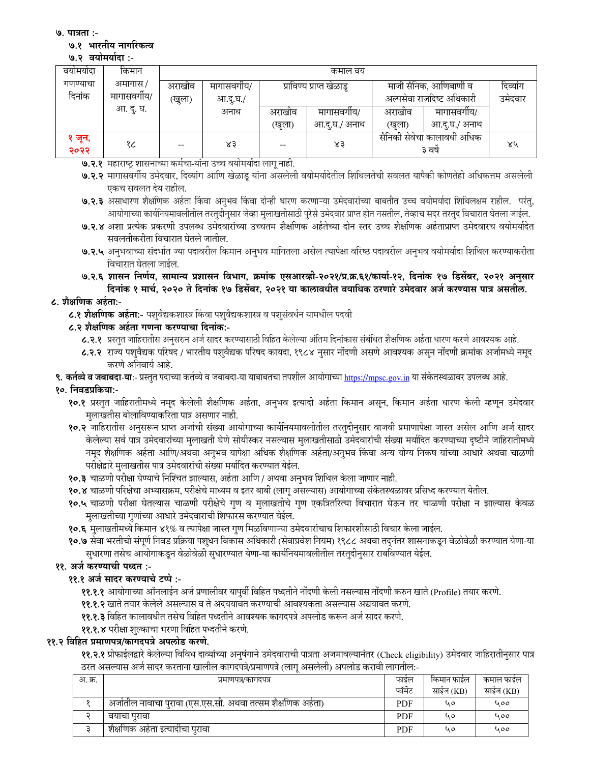**७. पात्रता :-**

**७.१ भारतीय नागरिकत्व**

**७.२ वयोमर्यादा :-**

| वयोमर्यादा गणण्याचा दिनांक | किमान अमागास / मागासवर्गीय/ आ. दु. घ. | कमाल वय | | | | | | |
|---|---|---|---|---|---|---|---|---|
| | | अराखीव (खुला) | मागासवर्गीय/ आ.दु.घ./ अनाथ | प्राविण्य प्राप्त खेळाडू | | माजी सैनिक, आणिबाणी व अल्पसेवा राजदिष्ट अधिकारी | | दिव्यांग उमेदवार |
| | | | | अराखीव (खुला) | मागासवर्गीय/ आ.दु.घ./ अनाथ | अराखीव (खुला) | मागासवर्गीय/ आ.दु./ अनाथ | |
| १ जून, २०२२ | १८ | -- | ४३ | -- | ४३ | सैनिकी सेवेचा कालावधी अधिक ३ वर्षे | | ४५ |

**७.२.१** महाराष्ट्र शासनाच्या कर्मचा-यांना उच्च वयोमर्यादा लागू नाही.

**७.२.२** मागासवर्गीय उमेदवार, दिव्यांग आणि खेळाडू यांना असलेली वयोमर्यादेतील शिथिलतेची सवलत यापैकी कोणतेही अधिकत्तम असलेली एकच सवलत देय राहील.

**७.२.३** असाधारण शैक्षणिक अर्हता किंवा अनुभव किंवा दोन्ही धारण करणाऱ्या उमेदवारांच्या बाबतीत उच्च वयोमर्यादा शिथिलक्षम राहील. परंतु, आयोगाच्या कार्यनियमावलीतील तरतुदीनुसार जेव्हा मुलाखतीसाठी पुरेसे उमेदवार प्राप्त होत नसतील, तेव्हाच सदर तरतुद विचारात घेतला जाईल.

**७.२.४** अशा प्रत्येक प्रकरणी उपलब्ध उमेदवारांच्या उच्चतम शैक्षणिक अर्हतेच्या दोन स्तर उच्च शैक्षणिक अर्हताप्राप्त उमेदवारच वयोमर्यादेत सवलतीकरीता विचारात घेतले जातील.

**७.२.५** अनुभवाच्या संदर्भात ज्या पदावरील किमान अनुभव मागितला असेल त्यापेक्षा वरिष्ठ पदावरील अनुभव वयोमर्यादा शिथिल करण्याकरीता विचारात घेतला जाईल.

**७.२.६ शासन निर्णय, सामान्य प्रशासन विभाग, क्रमांक एसआरव्ही-२०२१/प्र.क्र.६१/कार्या-१२, दिनांक १७ डिसेंबर, २०२१ अनुसार दिनांक १ मार्च, २०२० ते दिनांक १७ डिसेंबर, २०२१ या कालावधीत वयाधिक ठरणारे उमेदवार अर्ज करण्यास पात्र असतील.**

**८. शैक्षणिक अर्हता:-**

**८.१ शैक्षणिक अर्हता:-** पशुवैद्यकशास्त्र किंवा पशुवैद्यकशास्त्र व पशुसंवर्धन यामधील पदवी

**८.२ शैक्षणिक अर्हता गणना करण्याचा दिनांक:-**

**८.२.१** प्रस्तुत जाहिरातीस अनुसरुन अर्ज सादर करण्यासाठी विहित केलेल्या अंतिम दिनांकास संबंधित शैक्षणिक अर्हता धारण करणे आवश्यक आहे.

**८.२.२** राज्य पशुवैद्यक परिषद / भारतीय पशुवैद्यक परिषद कायदा, १९८४ नुसार नोंदणी असणे आवश्यक असून नोंदणी क्रमांक अर्जामध्ये नमूद करणे अनिवार्य आहे.

**९. कर्तव्ये व जबाबदा-या**:- प्रस्तुत पदाच्या कर्तव्ये व जबाबदा-या याबाबतचा तपशील आयोगाच्या https://mpsc.gov.in या संकेतस्थळावर उपलब्ध आहे.

**१०. निवडप्रकिया:-**

**१०.१** प्रस्तुत जाहिरातीमध्ये नमूद केलेली शैक्षणिक अर्हता, अनुभव इत्यादी अर्हता किमान असून, किमान अर्हता धारण केली म्हणून उमेदवार मुलाखतीस बोलाविण्याकरिता पात्र असणार नाही.

**१०.२** जाहिरातीस अनुसरून प्राप्त अर्जाची संख्या आयोगाच्या कार्यनियमावलीतील तरतुदीनुसार वाजवी प्रमाणापेक्षा जास्त असेल आणि अर्ज सादर केलेल्या सर्व पात्र उमेदवारांच्या मुलाखती घेणे सोयीस्कर नसल्यास मुलाखतीसाठी उमेदवारांची संख्या मर्यादित करण्याच्या दृष्टीने जाहिरातीमध्ये नमूद शैक्षणिक अर्हता आणि/अथवा अनुभव यापेक्षा अधिक शैक्षणिक अर्हता/अनुभव किंवा अन्य योग्य निकष यांच्या आधारे अथवा चाळणी परीक्षेद्वारे मुलाखतीस पात्र उमेदवारांची संख्या मर्यादित करण्यात येईल.

**१०.३** चाळणी परीक्षा घेण्याचे निश्चित झाल्यास, अर्हता आणि / अथवा अनुभव शिथिल केला जाणार नाही.

**१०.४** चाळणी परिक्षेचा अभ्यासक्रम, परीक्षेचे माध्यम व इतर बाबी (लागू असल्यास) आयोगाच्या संकेतस्थळावर प्रसिध्द करण्यात येतील.

**१०.५** चाळणी परीक्षा घेतल्यास चाळणी परीक्षेचे गुण व मुलाखतीचे गुण एकत्रितरित्या विचारात घेऊन तर चाळणी परीक्षा न झाल्यास केवळ मुलाखतीच्या गुणांच्या आधारे उमेदवाराची शिफारस करण्यात येईल.

**१०.६** मुलाखतीमध्ये किमान ४१% व त्यापेक्षा जास्त गुण मिळविणाऱ्या उमेदवारांचाच शिफारशीसाठी विचार केला जाईल.

**१०.७** सेवा भरतीची संपूर्ण निवड प्रक्रिया पशुधन विकास अधिकारी (सेवाप्रवेश नियम) १९८८ अथवा तद्नंतर शासनाकडून वेळोवेळी करण्यात येणा-या सुधारणा तसेच आयोगाकडून वेळोवेळी सुधारण्यात येणा-या कार्यनियमावलीतील तरतुदीनुसार राबविण्यात येईल.

**११. अर्ज करण्याची पध्दत :-**

**११.१ अर्ज सादर करण्याचे टप्पे :-**

**११.१.१** आयोगाच्या ऑनलाईन अर्ज प्रणालीवर यापुर्वी विहित पध्दतीने नोंदणी केली नसल्यास नोंदणी करुन खाते (Profile) तयार करणे.

**११.१.२** खाते तयार केलेले असल्यास व ते अदययावत करण्याची आवश्यकता असल्यास अद्ययावत करणे.

**११.१.३** विहित कालावधीत तसेच विहित पध्दतीने आवश्यक कागदपत्रे अपलोड करून अर्ज सादर करणे.

**११.१.४** परीक्षा शुल्काचा भरणा विहित पध्दतीने करणे.

**११.२ विहित प्रमाणपत्रे/कागदपत्रे अपलोड करणे.**

**११.२.१** प्रोफाईलद्वारे केलेल्या विविध दाव्यांच्या अनुषंगाने उमेदवाराची पात्रता अजमावल्यानंतर (Check eligibility) उमेदवार जाहिरातीनुसार पात्र ठरत असल्यास अर्ज सादर करताना खालील कागदपत्रे/प्रमाणपत्रे (लागू असलेली) अपलोड करावी लागतील:-

| अ. क्र. | प्रमाणपत्र/कागदपत्र | फाईल फॉर्मेट | किमान फाईल साईज (KB) | कमाल फाईल साईज (KB) |
|---|---|---|---|---|
| १ | अर्जातील नावाचा पुरावा (एस.एस.सी. अथवा तत्सम शैक्षणिक अर्हता) | PDF | ५० | ५०० |
| २ | वयाचा पुरावा | PDF | ५० | ५०० |
| ३ | शैक्षणिक अर्हता इत्यादीचा पुरावा | PDF | ५० | ५०० |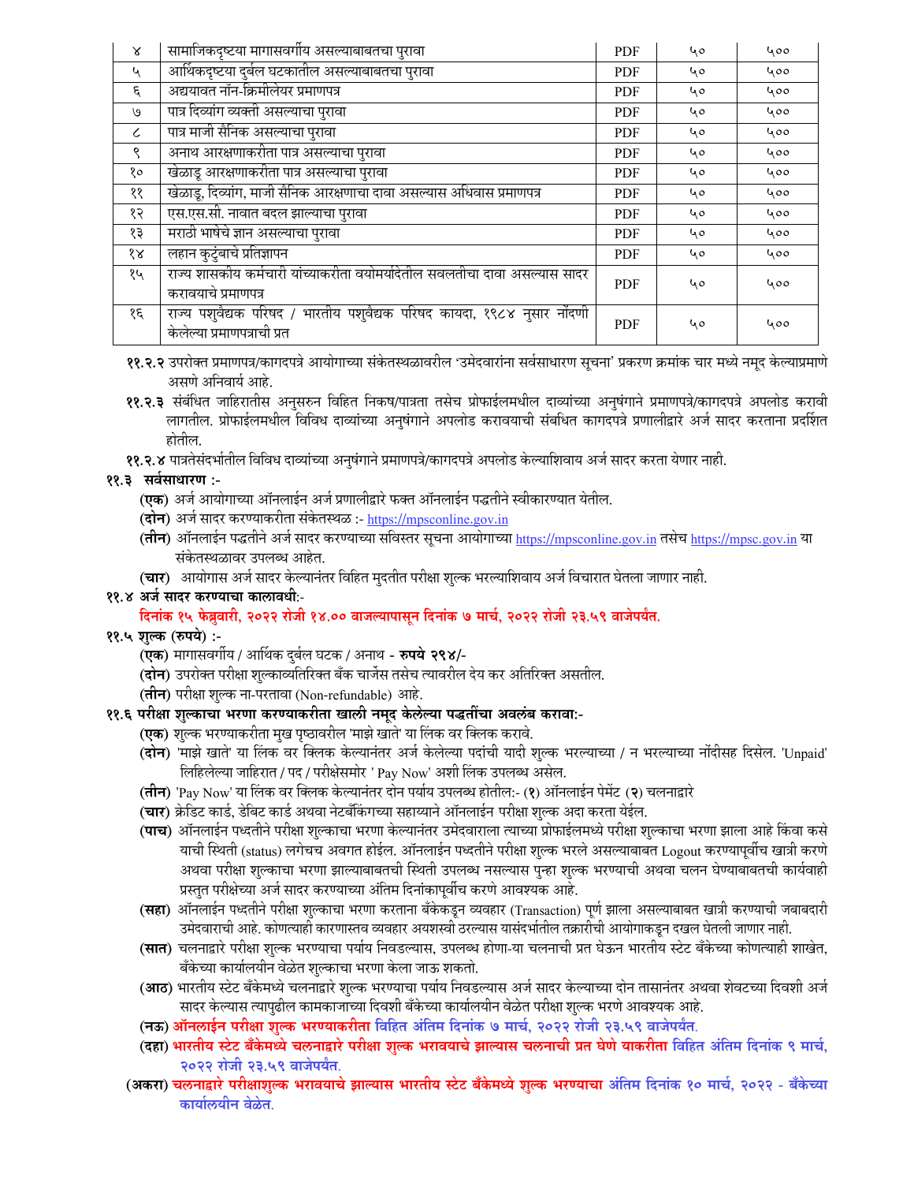| ४ | सामाजिकदृष्टया मागासवर्गीय असल्याबाबतचा पुरावा | PDF | ५० | ५०० |
|---|---|---|---|---|
| ५ | आर्थिकदृष्टया दुर्बल घटकातील असल्याबाबतचा पुरावा | PDF | ५० | ५०० |
| ६ | अद्ययावत नॉन-क्रिमीलेयर प्रमाणपत्र | PDF | ५० | ५०० |
| ७ | पात्र दिव्यांग व्यक्ती असल्याचा पुरावा | PDF | ५० | ५०० |
| ८ | पात्र माजी सैनिक असल्याचा पुरावा | PDF | ५० | ५०० |
| ९ | अनाथ आरक्षणाकरीता पात्र असल्याचा पुरावा | PDF | ५० | ५०० |
| १० | खेळाडू आरक्षणाकरीता पात्र असल्याचा पुरावा | PDF | ५० | ५०० |
| ११ | खेळाडू, दिव्यांग, माजी सैनिक आरक्षणाचा दावा असल्यास अधिवास प्रमाणपत्र | PDF | ५० | ५०० |
| १२ | एस.एस.सी. नावात बदल झाल्याचा पुरावा | PDF | ५० | ५०० |
| १३ | मराठी भाषेचे ज्ञान असल्याचा पुरावा | PDF | ५० | ५०० |
| १४ | लहान कुटुंबाचे प्रतिज्ञापन | PDF | ५० | ५०० |
| १५ | राज्य शासकीय कर्मचारी यांच्याकरीता वयोमर्यादेतील सवलतीचा दावा असल्यास सादर करावयाचे प्रमाणपत्र | PDF | ५० | ५०० |
| १६ | राज्य पशुवैद्यक परिषद / भारतीय पशुवैद्यक परिषद कायदा, १९८४ नुसार नोंदणी केलेल्या प्रमाणपत्राची प्रत | PDF | ५० | ५०० |

**११.२.२** उपरोक्त प्रमाणपत्र/कागदपत्रे आयोगाच्या संकेतस्थळावरील 'उमेदवारांना सर्वसाधारण सूचना' प्रकरण क्रमांक चार मध्ये नमूद केल्याप्रमाणे असणे अनिवार्य आहे.

**११.२.३** संबंधित जाहिरातीस अनुसरुन विहित निकष/पात्रता तसेच प्रोफाईलमधील दाव्यांच्या अनुषंगाने प्रमाणपत्रे/कागदपत्रे अपलोड करावी लागतील. प्रोफाईलमधील विविध दाव्यांच्या अनुषंगाने अपलोड करावयाची संबधित कागदपत्रे प्रणालीद्वारे अर्ज सादर करताना प्रदर्शित होतील.

**११.२.४** पात्रतेसंदर्भातील विविध दाव्यांच्या अनुषंगाने प्रमाणपत्रे/कागदपत्रे अपलोड केल्याशिवाय अर्ज सादर करता येणार नाही.

**११.३ सर्वसाधारण :-**

**(एक)** अर्ज आयोगाच्या ऑनलाईन अर्ज प्रणालीद्वारे फक्त ऑनलाईन पद्धतीने स्वीकारण्यात येतील.

**(दोन)** अर्ज सादर करण्याकरीता संकेतस्थळ :- https://mpsconline.gov.in

**(तीन)** ऑनलाईन पद्धतीने अर्ज सादर करण्याच्या सविस्तर सूचना आयोगाच्या https://mpsconline.gov.in तसेच https://mpsc.gov.in या संकेतस्थळावर उपलब्ध आहेत.

**(चार)** आयोगास अर्ज सादर केल्यानंतर विहित मुदतीत परीक्षा शुल्क भरल्याशिवाय अर्ज विचारात घेतला जाणार नाही.

**११.४ अर्ज सादर करण्याचा कालावधी:-**

**दिनांक १५ फेब्रुवारी, २०२२ रोजी १४.०० वाजल्यापासून दिनांक ७ मार्च, २०२२ रोजी २३.५९ वाजेपर्यंत.**

**११.५ शुल्क (रुपये) :-**

**(एक)** मागासवर्गीय / आर्थिक दुर्बल घटक / अनाथ - **रुपये २९४/-**

**(दोन)** उपरोक्त परीक्षा शुल्काव्यतिरिक्त बँक चार्जेस तसेच त्यावरील देय कर अतिरिक्त असतील.

**(तीन)** परीक्षा शुल्क ना-परतावा (Non-refundable) आहे.

**११.६ परीक्षा शुल्काचा भरणा करण्याकरीता खाली नमूद केलेल्या पद्धतींचा अवलंब करावा:-**

**(एक)** शुल्क भरण्याकरीता मुख पृष्ठावरील 'माझे खाते' या लिंक वर क्लिक करावे.

**(दोन)** 'माझे खाते' या लिंक वर क्लिक केल्यानंतर अर्ज केलेल्या पदांची यादी शुल्क भरल्याच्या / न भरल्याच्या नोंदीसह दिसेल. 'Unpaid' लिहिलेल्या जाहिरात / पद / परीक्षेसमोर ' Pay Now' अशी लिंक उपलब्ध असेल.

**(तीन)** 'Pay Now' या लिंक वर क्लिक केल्यानंतर दोन पर्याय उपलब्ध होतील:- (**१**) ऑनलाईन पेमेंट (**२**) चलनाद्वारे

**(चार)** क्रेडिट कार्ड, डेबिट कार्ड अथवा नेटबँकिंगच्या सहाय्याने ऑनलाईन परीक्षा शुल्क अदा करता येईल.

**(पाच)** ऑनलाईन पध्दतीने परीक्षा शुल्काचा भरणा केल्यानंतर उमेदवाराला त्याच्या प्रोफाईलमध्ये परीक्षा शुल्काचा भरणा झाला आहे किंवा कसे याची स्थिती (status) लगेचच अवगत होईल. ऑनलाईन पध्दतीने परीक्षा शुल्क भरले असल्याबाबत Logout करण्यापूर्वीच खात्री करणे अथवा परीक्षा शुल्काचा भरणा झाल्याबाबतची स्थिती उपलब्ध नसल्यास पुन्हा शुल्क भरण्याची अथवा चलन घेण्याबाबतची कार्यवाही प्रस्तुत परीक्षेच्या अर्ज सादर करण्याच्या अंतिम दिनांकापूर्वीच करणे आवश्यक आहे.

**(सहा)** ऑनलाईन पध्दतीने परीक्षा शुल्काचा भरणा करताना बँकेकडून व्यवहार (Transaction) पूर्ण झाला असल्याबाबत खात्री करण्याची जबाबदारी उमेदवाराची आहे. कोणत्याही कारणास्तव व्यवहार अयशस्वी ठरल्यास यासंदर्भातील तक्रारीची आयोगाकडून दखल घेतली जाणार नाही.

**(सात)** चलनाद्वारे परीक्षा शुल्क भरण्याचा पर्याय निवडल्यास, उपलब्ध होणा-या चलनाची प्रत घेऊन भारतीय स्टेट बँकेच्या कोणत्याही शाखेत, बँकेच्या कार्यालयीन वेळेत शुल्काचा भरणा केला जाऊ शकतो.

**(आठ)** भारतीय स्टेट बँकेमध्ये चलनाद्वारे शुल्क भरण्याचा पर्याय निवडल्यास अर्ज सादर केल्याच्या दोन तासानंतर अथवा शेवटच्या दिवशी अर्ज सादर केल्यास त्यापुढील कामकाजाच्या दिवशी बँकेच्या कार्यालयीन वेळेत परीक्षा शुल्क भरणे आवश्यक आहे.

**(नऊ)** **ऑनलाईन परीक्षा शुल्क भरण्याकरीता विहित अंतिम दिनांक ७ मार्च, २०२२ रोजी २३.५९ वाजेपर्यंत.**

**(दहा)** **भारतीय स्टेट बँकेमध्ये चलनाद्वारे परीक्षा शुल्क भरावयाचे झाल्यास चलनाची प्रत घेणे याकरीता विहित अंतिम दिनांक ९ मार्च, २०२२ रोजी २३.५९ वाजेपर्यंत.**

**(अकरा)** **चलनाद्वारे परीक्षाशुल्क भरावयाचे झाल्यास भारतीय स्टेट बँकेमध्ये शुल्क भरण्याचा अंतिम दिनांक १० मार्च, २०२२ - बँकेच्या कार्यालयीन वेळेत.**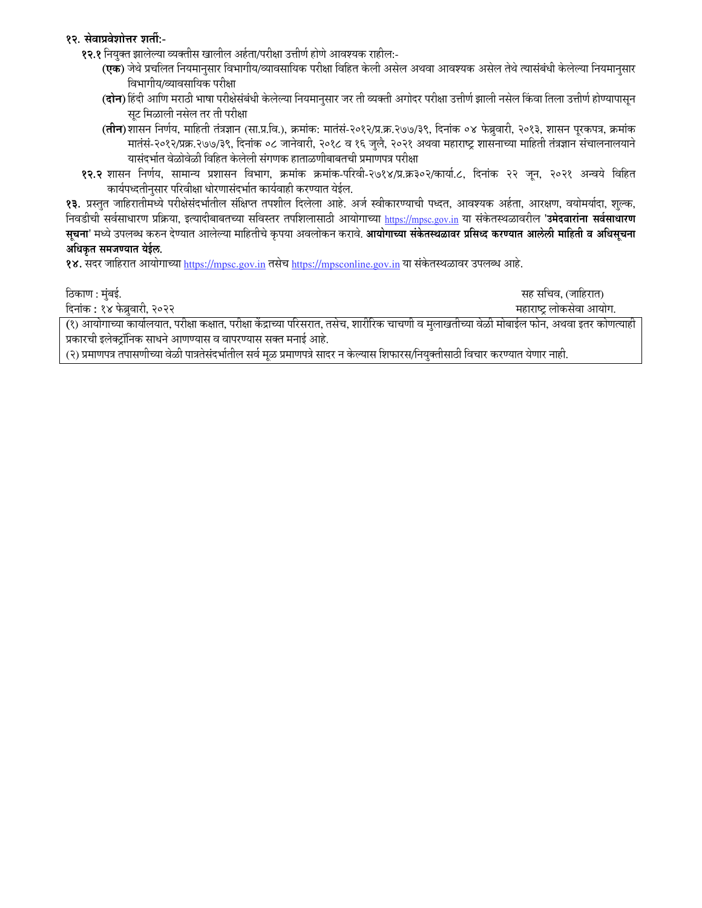**१२. सेवाप्रवेशोत्तर शर्ती:-**

**१२.१** नियुक्त झालेल्या व्यक्तीस खालील अर्हता/परीक्षा उत्तीर्ण होणे आवश्यक राहील:-

**(एक)** जेथे प्रचलित नियमानुसार विभागीय/व्यावसायिक परीक्षा विहित केली असेल अथवा आवश्यक असेल तेथे त्यासंबंधी केलेल्या नियमानुसार विभागीय/व्यावसायिक परीक्षा

**(दोन)** हिंदी आणि मराठी भाषा परीक्षेसंबंधी केलेल्या नियमानुसार जर ती व्यक्ती अगोदर परीक्षा उत्तीर्ण झाली नसेल किंवा तिला उत्तीर्ण होण्यापासून सूट मिळाली नसेल तर ती परीक्षा

**(तीन)** शासन निर्णय, माहिती तंत्रज्ञान (सा.प्र.वि.), क्रमांक: मातंसं-२०१२/प्र.क्र.२७७/३९, दिनांक ०४ फेब्रुवारी, २०१३, शासन पूरकपत्र, क्रमांक मातंसं-२०१२/प्रक्र.२७७/३९, दिनांक ०८ जानेवारी, २०१८ व १६ जुलै, २०२१ अथवा महाराष्ट्र शासनाच्या माहिती तंत्रज्ञान संचालनालयाने यासंदर्भात वेळोवेळी विहित केलेली संगणक हाताळणीबाबतची प्रमाणपत्र परीक्षा

**१२.२** शासन निर्णय, सामान्य प्रशासन विभाग, क्रमांक क्रमांक-परिवी-२७१४/प्र.क्र३०२/कार्या.८, दिनांक २२ जून, २०२१ अन्वये विहित कार्यपध्दतीनुसार परिवीक्षा धोरणासंदर्भात कार्यवाही करण्यात येईल.

**१३.** प्रस्तुत जाहिरातीमध्ये परीक्षेसंदर्भातील संक्षिप्त तपशील दिलेला आहे. अर्ज स्वीकारण्याची पध्दत, आवश्यक अर्हता, आरक्षण, वयोमर्यादा, शुल्क, निवडीची सर्वसाधारण प्रक्रिया, इत्यादीबाबतच्या सविस्तर तपशिलासाठी आयोगाच्या https://mpsc.gov.in या संकेतस्थळावरील '**उमेदवारांना सर्वसाधारण सूचना**' मध्ये उपलब्ध करुन देण्यात आलेल्या माहितीचे कृपया अवलोकन करावे. **आयोगाच्या संकेतस्थळावर प्रसिध्द करण्यात आलेली माहिती व अधिसूचना अधिकृत समजण्यात येईल.**

**१४.** सदर जाहिरात आयोगाच्या https://mpsc.gov.in तसेच https://mpsconline.gov.in या संकेतस्थळावर उपलब्ध आहे.

ठिकाण : मुंबई.
दिनांक : १४ फेब्रुवारी, २०२२

सह सचिव, (जाहिरात)
महाराष्ट्र लोकसेवा आयोग.

(१) आयोगाच्या कार्यालयात, परीक्षा कक्षात, परीक्षा केंद्राच्या परिसरात, तसेच, शारीरिक चाचणी व मुलाखतीच्या वेळी मोबाईल फोन, अथवा इतर कोणत्याही प्रकारची इलेक्ट्रॉनिक साधने आणण्यास व वापरण्यास सक्त मनाई आहे.
(२) प्रमाणपत्र तपासणीच्या वेळी पात्रतेसंदर्भातील सर्व मूळ प्रमाणपत्रे सादर न केल्यास शिफारस/नियुक्तीसाठी विचार करण्यात येणार नाही.